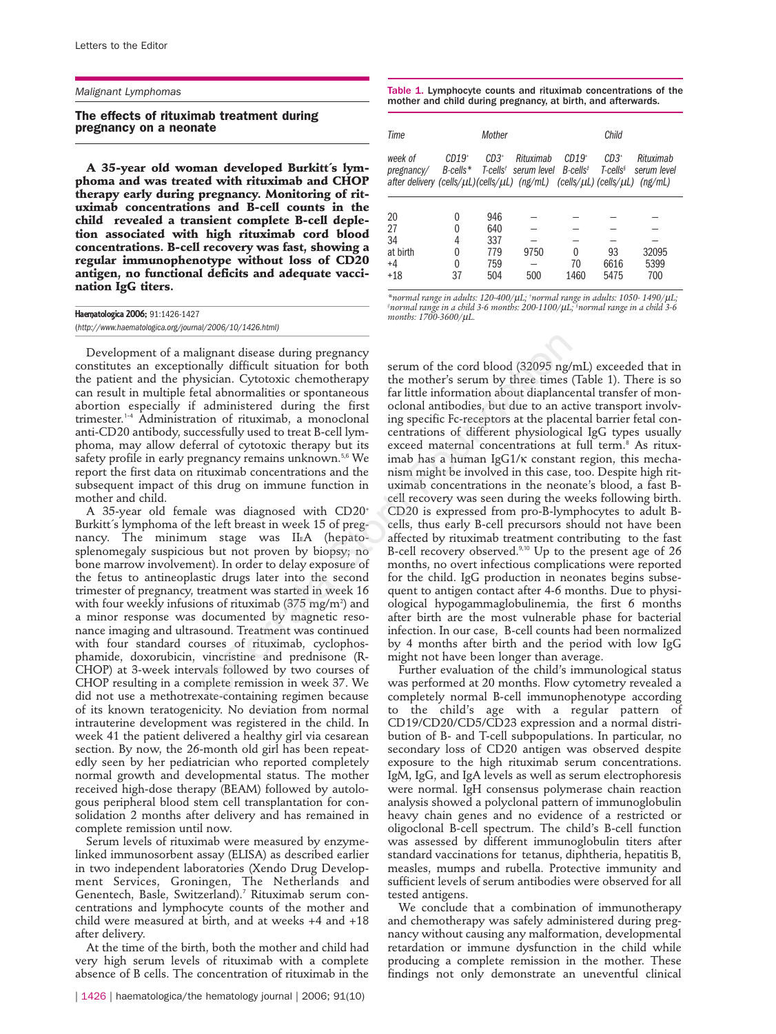Malignant Lymphomas

## The effects of rituximab treatment during pregnancy on a neonate

**A 35-year old woman developed Burkitt´s lymphoma and was treated with rituximab and CHOP therapy early during pregnancy. Monitoring of rituximab concentrations and B-cell counts in the child revealed a transient complete B-cell depletion associated with high rituximab cord blood concentrations. B-cell recovery was fast, showing a regular immunophenotype without loss of CD20 antigen, no functional deficits and adequate vaccination IgG titers.**

Haematologica 2006; 91:1426-1427
(http://www.haematologica.org/journal/2006/10/1426.html)

Development of a malignant disease during pregnancy constitutes an exceptionally difficult situation for both the patient and the physician. Cytotoxic chemotherapy can result in multiple fetal abnormalities or spontaneous abortion especially if administered during the first trimester.[1-4] Administration of rituximab, a monoclonal anti-CD20 antibody, successfully used to treat B-cell lymphoma, may allow deferral of cytotoxic therapy but its safety profile in early pregnancy remains unknown.[5,6] We report the first data on rituximab concentrations and the subsequent impact of this drug on immune function in mother and child.

A 35-year old female was diagnosed with $CD20^+$ Burkitt´s lymphoma of the left breast in week 15 of pregnancy. The minimum stage was $II_EA$ (hepatosplenomegaly suspicious but not proven by biopsy; no bone marrow involvement). In order to delay exposure of the fetus to antineoplastic drugs later into the second trimester of pregnancy, treatment was started in week 16 with four weekly infusions of rituximab (375 mg/m$^2$) and a minor response was documented by magnetic resonance imaging and ultrasound. Treatment was continued with four standard courses of rituximab, cyclophosphamide, doxorubicin, vincristine and prednisone (R-CHOP) at 3-week intervals followed by two courses of CHOP resulting in a complete remission in week 37. We did not use a methotrexate-containing regimen because of its known teratogenicity. No deviation from normal intrauterine development was registered in the child. In week 41 the patient delivered a healthy girl via cesarean section. By now, the 26-month old girl has been repeatedly seen by her pediatrician who reported completely normal growth and developmental status. The mother received high-dose therapy (BEAM) followed by autologous peripheral blood stem cell transplantation for consolidation 2 months after delivery and has remained in complete remission until now.

Serum levels of rituximab were measured by enzyme-linked immunosorbent assay (ELISA) as described earlier in two independent laboratories (Xendo Drug Development Services, Groningen, The Netherlands and Genentech, Basle, Switzerland).[7] Rituximab serum concentrations and lymphocyte counts of the mother and child were measured at birth, and at weeks +4 and +18 after delivery.

At the time of the birth, both the mother and child had very high serum levels of rituximab with a complete absence of B cells. The concentration of rituximab in the serum of the cord blood (32095 ng/mL) exceeded that in the mother's serum by three times (Table 1). There is so far little information about diaplancental transfer of monoclonal antibodies, but due to an active transport involving specific Fc-receptors at the placental barrier fetal concentrations of different physiological IgG types usually exceed maternal concentrations at full term.[8] As rituximab has a human IgG1/κ constant region, this mechanism might be involved in this case, too. Despite high rituximab concentrations in the neonate's blood, a fast B-cell recovery was seen during the weeks following birth. CD20 is expressed from pro-B-lymphocytes to adult B-cells, thus early B-cell precursors should not have been affected by rituximab treatment contributing to the fast B-cell recovery observed.[9,10] Up to the present age of 26 months, no overt infectious complications were reported for the child. IgG production in neonates begins subsequent to antigen contact after 4-6 months. Due to physiological hypogammaglobulinemia, the first 6 months after birth are the most vulnerable phase for bacterial infection. In our case, B-cell counts had been normalized by 4 months after birth and the period with low IgG might not have been longer than average.

Further evaluation of the child's immunological status was performed at 20 months. Flow cytometry revealed a completely normal B-cell immunophenotype according to the child's age with a regular pattern of CD19/CD20/CD5/CD23 expression and a normal distribution of B- and T-cell subpopulations. In particular, no secondary loss of CD20 antigen was observed despite exposure to the high rituximab serum concentrations. IgM, IgG, and IgA levels as well as serum electrophoresis were normal. IgH consensus polymerase chain reaction analysis showed a polyclonal pattern of immunoglobulin heavy chain genes and no evidence of a restricted or oligoclonal B-cell spectrum. The child's B-cell function was assessed by different immunoglobulin titers after standard vaccinations for tetanus, diphtheria, hepatitis B, measles, mumps and rubella. Protective immunity and sufficient levels of serum antibodies were observed for all tested antigens.

We conclude that a combination of immunotherapy and chemotherapy was safely administered during pregnancy without causing any malformation, developmental retardation or immune dysfunction in the child while producing a complete remission in the mother. These findings not only demonstrate an uneventful clinical

Table 1. Lymphocyte counts and rituximab concentrations of the mother and child during pregnancy, at birth, and afterwards.

| Time | Mother | | | Child | | |
|---|---|---|---|---|---|---|
| week of pregnancy/ after delivery | $CD19^+$ B-cells* (cells/μL) | $CD3^+$ T-cells† (cells/μL) | Rituximab serum level (ng/mL) | $CD19^+$ B-cells‡ (cells/μL) | $CD3^+$ T-cells§ (cells/μL) | Rituximab serum level (ng/mL) |
| 20 | 0 | 946 | – | – | – | – |
| 27 | 0 | 640 | – | – | – | – |
| 34 | 4 | 337 | – | – | – | – |
| at birth | 0 | 779 | 9750 | 0 | 93 | 32095 |
| +4 | 0 | 759 | – | 70 | 6616 | 5399 |
| +18 | 37 | 504 | 500 | 1460 | 5475 | 700 |

*normal range in adults: 120-400/μL; †normal range in adults: 1050- 1490/μL; ‡normal range in a child 3-6 months: 200-1100/μL; §normal range in a child 3-6 months: 1700-3600/μL.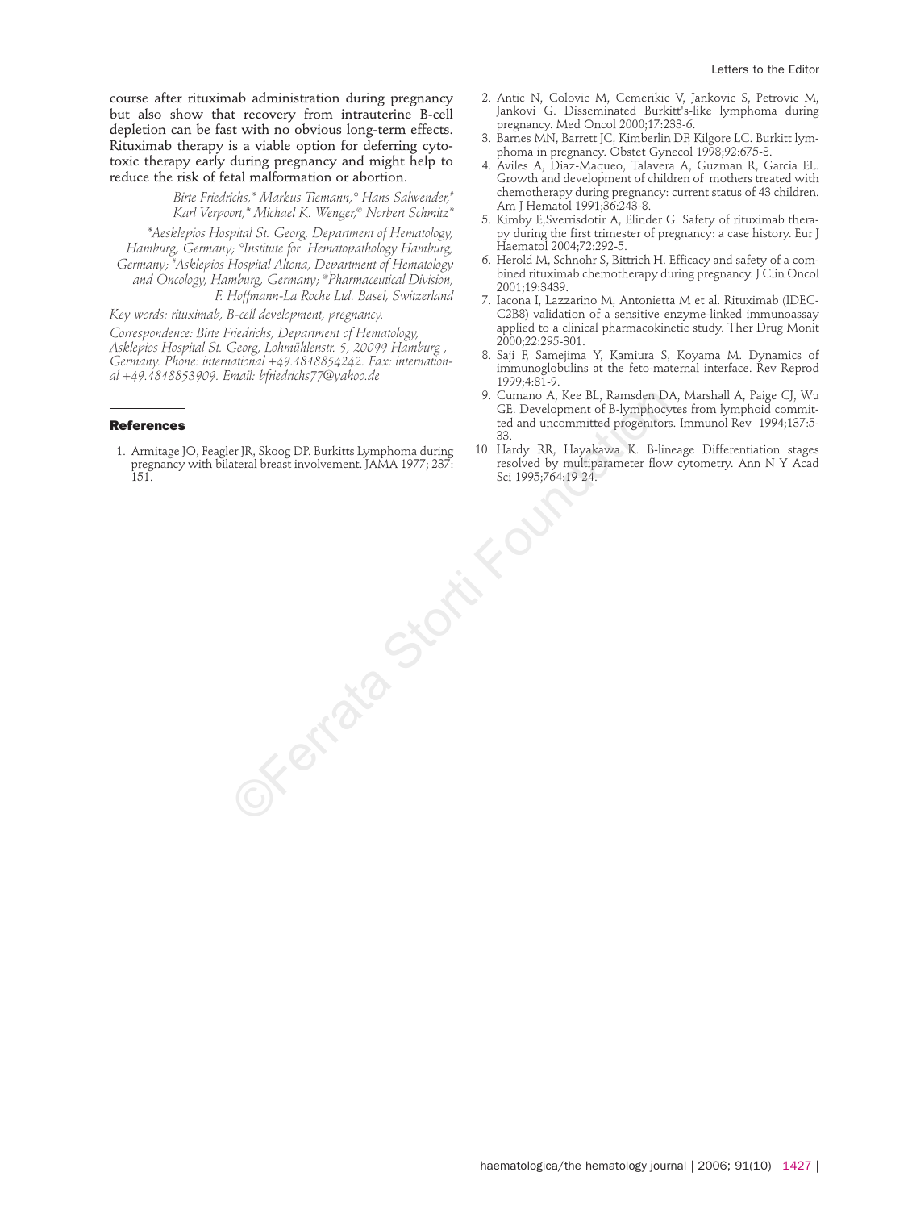course after rituximab administration during pregnancy but also show that recovery from intrauterine B-cell depletion can be fast with no obvious long-term effects. Rituximab therapy is a viable option for deferring cytotoxic therapy early during pregnancy and might help to reduce the risk of fetal malformation or abortion.

*Birte Friedrichs,\* Markus Tiemann,° Hans Salwender,# Karl Verpoort,\* Michael K. Wenger,@ Norbert Schmitz\**

*\*Aesklepios Hospital St. Georg, Department of Hematology, Hamburg, Germany; °Institute for Hematopathology Hamburg, Germany; #Asklepios Hospital Altona, Department of Hematology and Oncology, Hamburg, Germany; @Pharmaceutical Division, F. Hoffmann-La Roche Ltd. Basel, Switzerland*

*Key words: rituximab, B-cell development, pregnancy.*

*Correspondence: Birte Friedrichs, Department of Hematology, Asklepios Hospital St. Georg, Lohmühlenstr. 5, 20099 Hamburg , Germany. Phone: international +49.1818854242. Fax: international +49.1818853909. Email: bfriedrichs77@yahoo.de*

## References

1. Armitage JO, Feagler JR, Skoog DP. Burkitts Lymphoma during pregnancy with bilateral breast involvement. JAMA 1977; 237: 151.
2. Antic N, Colovic M, Cemerikic V, Jankovic S, Petrovic M, Jankovi G. Disseminated Burkitt's-like lymphoma during pregnancy. Med Oncol 2000;17:233-6.
3. Barnes MN, Barrett JC, Kimberlin DF, Kilgore LC. Burkitt lymphoma in pregnancy. Obstet Gynecol 1998;92:675-8.
4. Aviles A, Diaz-Maqueo, Talavera A, Guzman R, Garcia EL. Growth and development of children of mothers treated with chemotherapy during pregnancy: current status of 43 children. Am J Hematol 1991;36:243-8.
5. Kimby E,Sverrisdotir A, Elinder G. Safety of rituximab therapy during the first trimester of pregnancy: a case history. Eur J Haematol 2004;72:292-5.
6. Herold M, Schnohr S, Bittrich H. Efficacy and safety of a combined rituximab chemotherapy during pregnancy. J Clin Oncol 2001;19:3439.
7. Iacona I, Lazzarino M, Antonietta M et al. Rituximab (IDEC-C2B8) validation of a sensitive enzyme-linked immunoassay applied to a clinical pharmacokinetic study. Ther Drug Monit 2000;22:295-301.
8. Saji F, Samejima Y, Kamiura S, Koyama M. Dynamics of immunoglobulins at the feto-maternal interface. Rev Reprod 1999;4:81-9.
9. Cumano A, Kee BL, Ramsden DA, Marshall A, Paige CJ, Wu GE. Development of B-lymphocytes from lymphoid committed and uncommitted progenitors. Immunol Rev 1994;137:5-33.
10. Hardy RR, Hayakawa K. B-lineage Differentiation stages resolved by multiparameter flow cytometry. Ann N Y Acad Sci 1995;764:19-24.